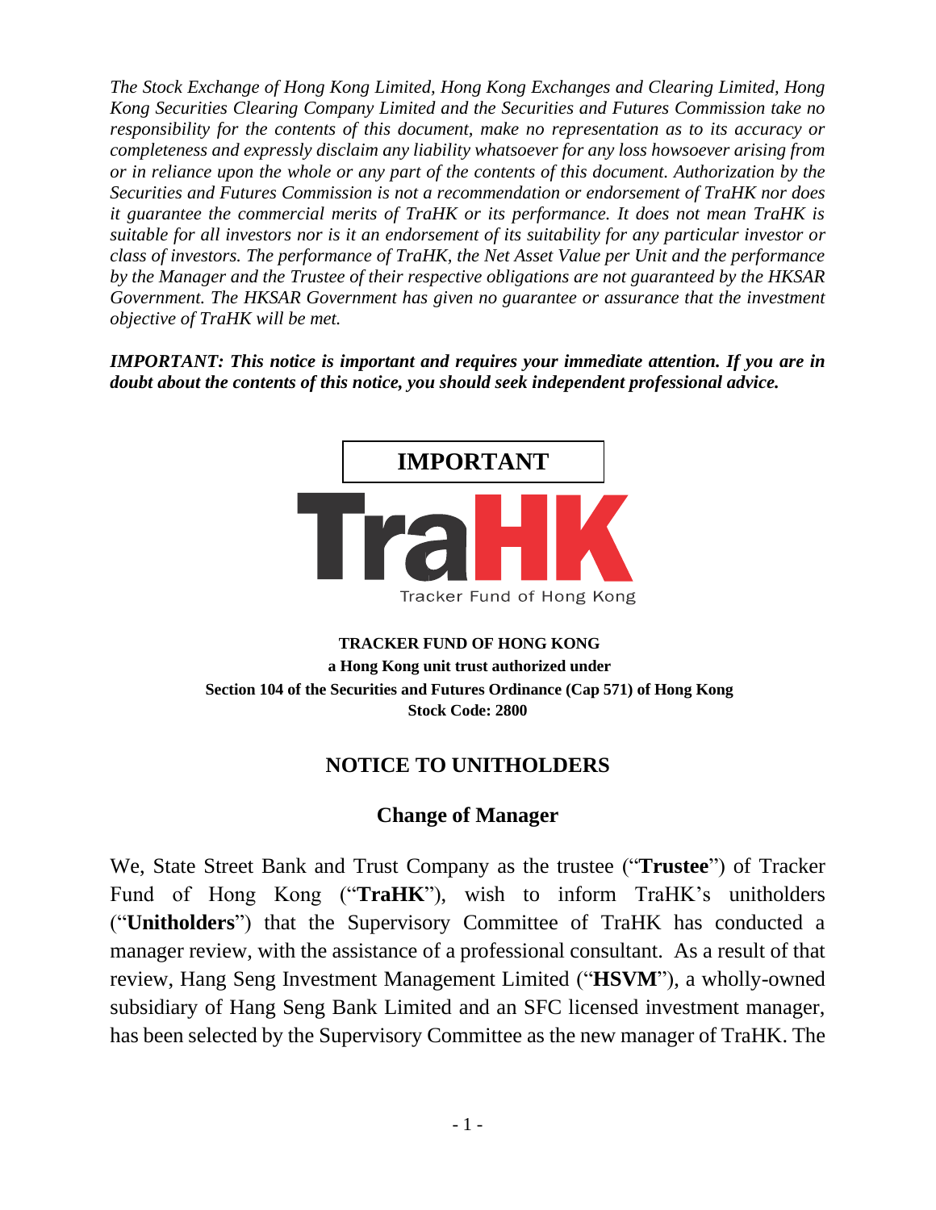*The Stock Exchange of Hong Kong Limited, Hong Kong Exchanges and Clearing Limited, Hong Kong Securities Clearing Company Limited and the Securities and Futures Commission take no responsibility for the contents of this document, make no representation as to its accuracy or completeness and expressly disclaim any liability whatsoever for any loss howsoever arising from or in reliance upon the whole or any part of the contents of this document. Authorization by the Securities and Futures Commission is not a recommendation or endorsement of TraHK nor does it guarantee the commercial merits of TraHK or its performance. It does not mean TraHK is suitable for all investors nor is it an endorsement of its suitability for any particular investor or class of investors. The performance of TraHK, the Net Asset Value per Unit and the performance by the Manager and the Trustee of their respective obligations are not guaranteed by the HKSAR Government. The HKSAR Government has given no guarantee or assurance that the investment objective of TraHK will be met.*

***IMPORTANT: This notice is important and requires your immediate attention. If you are in doubt about the contents of this notice, you should seek independent professional advice.***

**IMPORTANT**

TraHK

Tracker Fund of Hong Kong

**TRACKER FUND OF HONG KONG**
**a Hong Kong unit trust authorized under**
**Section 104 of the Securities and Futures Ordinance (Cap 571) of Hong Kong**
**Stock Code: 2800**

## NOTICE TO UNITHOLDERS

### Change of Manager

We, State Street Bank and Trust Company as the trustee ("**Trustee**") of Tracker Fund of Hong Kong ("**TraHK**"), wish to inform TraHK's unitholders ("**Unitholders**") that the Supervisory Committee of TraHK has conducted a manager review, with the assistance of a professional consultant. As a result of that review, Hang Seng Investment Management Limited ("**HSVM**"), a wholly-owned subsidiary of Hang Seng Bank Limited and an SFC licensed investment manager, has been selected by the Supervisory Committee as the new manager of TraHK. The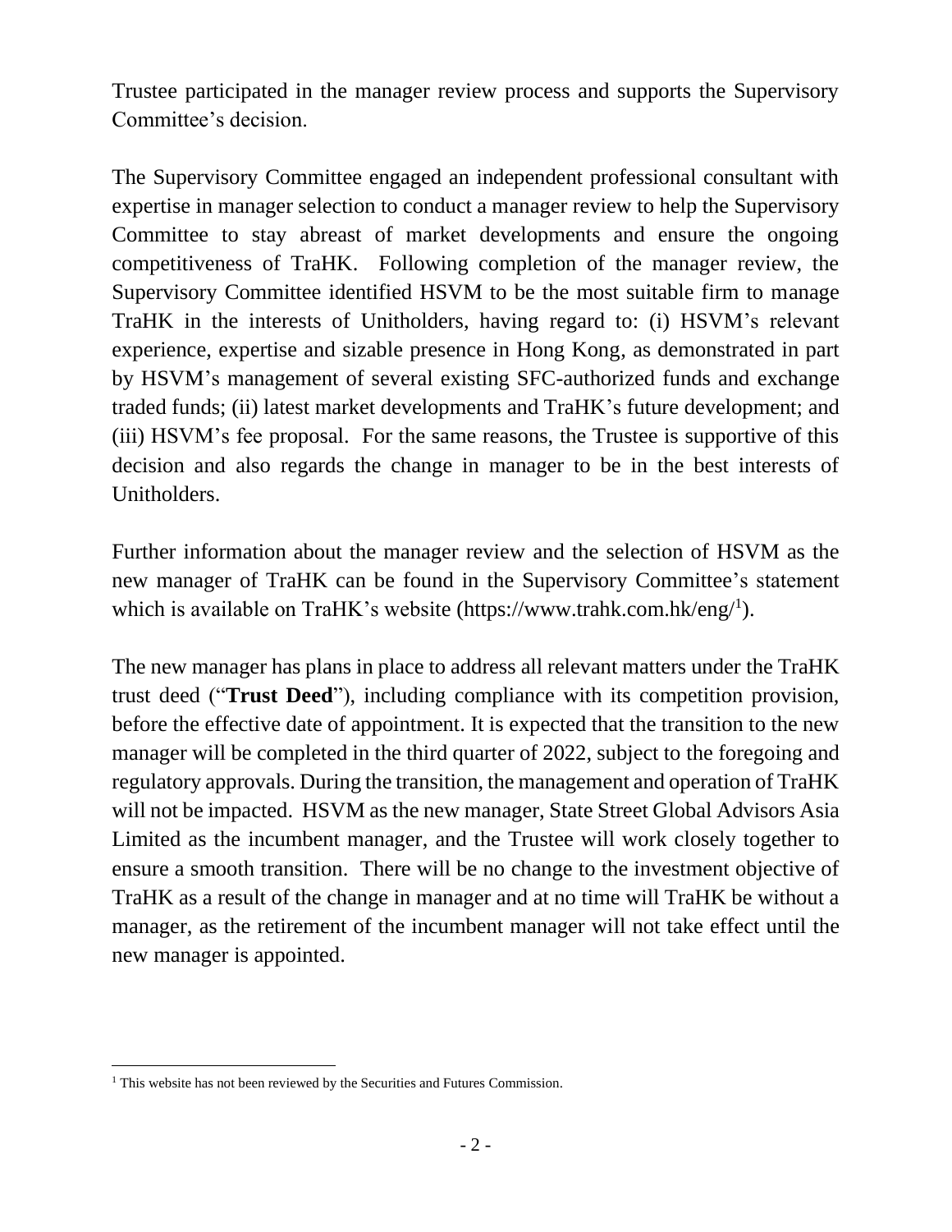Trustee participated in the manager review process and supports the Supervisory Committee's decision.

The Supervisory Committee engaged an independent professional consultant with expertise in manager selection to conduct a manager review to help the Supervisory Committee to stay abreast of market developments and ensure the ongoing competitiveness of TraHK. Following completion of the manager review, the Supervisory Committee identified HSVM to be the most suitable firm to manage TraHK in the interests of Unitholders, having regard to: (i) HSVM's relevant experience, expertise and sizable presence in Hong Kong, as demonstrated in part by HSVM's management of several existing SFC-authorized funds and exchange traded funds; (ii) latest market developments and TraHK's future development; and (iii) HSVM's fee proposal. For the same reasons, the Trustee is supportive of this decision and also regards the change in manager to be in the best interests of Unitholders.

Further information about the manager review and the selection of HSVM as the new manager of TraHK can be found in the Supervisory Committee's statement which is available on TraHK's website (https://www.trahk.com.hk/eng/[1]).

The new manager has plans in place to address all relevant matters under the TraHK trust deed ("**Trust Deed**"), including compliance with its competition provision, before the effective date of appointment. It is expected that the transition to the new manager will be completed in the third quarter of 2022, subject to the foregoing and regulatory approvals. During the transition, the management and operation of TraHK will not be impacted. HSVM as the new manager, State Street Global Advisors Asia Limited as the incumbent manager, and the Trustee will work closely together to ensure a smooth transition. There will be no change to the investment objective of TraHK as a result of the change in manager and at no time will TraHK be without a manager, as the retirement of the incumbent manager will not take effect until the new manager is appointed.

[1] This website has not been reviewed by the Securities and Futures Commission.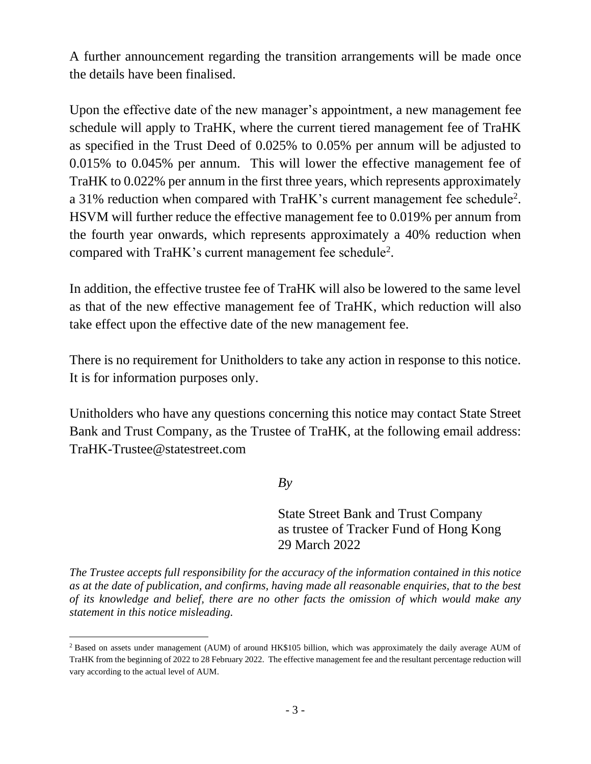A further announcement regarding the transition arrangements will be made once the details have been finalised.

Upon the effective date of the new manager's appointment, a new management fee schedule will apply to TraHK, where the current tiered management fee of TraHK as specified in the Trust Deed of 0.025% to 0.05% per annum will be adjusted to 0.015% to 0.045% per annum. This will lower the effective management fee of TraHK to 0.022% per annum in the first three years, which represents approximately a 31% reduction when compared with TraHK's current management fee schedule[2]. HSVM will further reduce the effective management fee to 0.019% per annum from the fourth year onwards, which represents approximately a 40% reduction when compared with TraHK's current management fee schedule[2].

In addition, the effective trustee fee of TraHK will also be lowered to the same level as that of the new effective management fee of TraHK, which reduction will also take effect upon the effective date of the new management fee.

There is no requirement for Unitholders to take any action in response to this notice. It is for information purposes only.

Unitholders who have any questions concerning this notice may contact State Street Bank and Trust Company, as the Trustee of TraHK, at the following email address: TraHK-Trustee@statestreet.com

*By*

State Street Bank and Trust Company
as trustee of Tracker Fund of Hong Kong
29 March 2022

*The Trustee accepts full responsibility for the accuracy of the information contained in this notice as at the date of publication, and confirms, having made all reasonable enquiries, that to the best of its knowledge and belief, there are no other facts the omission of which would make any statement in this notice misleading.*

---

[2] Based on assets under management (AUM) of around HK$105 billion, which was approximately the daily average AUM of TraHK from the beginning of 2022 to 28 February 2022. The effective management fee and the resultant percentage reduction will vary according to the actual level of AUM.